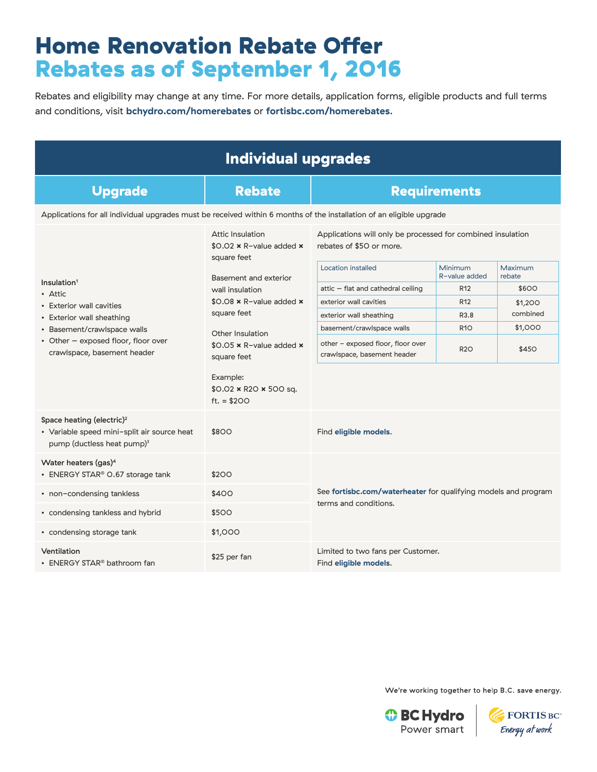# Home Renovation Rebate Offer
## Rebates as of September 1, 2016

Rebates and eligibility may change at any time. For more details, application forms, eligible products and full terms and conditions, visit **bchydro.com/homerebates** or **fortisbc.com/homerebates**.

## Individual upgrades

| Upgrade | Rebate | Requirements |
|---|---|---|
| Applications for all individual upgrades must be received within 6 months of the installation of an eligible upgrade | | |
| Insulation[1]<br>• Attic<br>• Exterior wall cavities<br>• Exterior wall sheathing<br>• Basement/crawlspace walls<br>• Other – exposed floor, floor over crawlspace, basement header | Attic Insulation<br>$0.02 × R-value added × square feet<br><br>Basement and exterior wall insulation<br>$0.08 × R-value added × square feet<br><br>Other Insulation<br>$0.05 × R-value added × square feet<br><br>Example:<br>$0.02 × R20 × 500 sq. ft. = $200 | Applications will only be processed for combined insulation rebates of $50 or more. (See insulation table below.) |
| Space heating (electric)[2]<br>• Variable speed mini-split air source heat pump (ductless heat pump)[3] | $800 | Find **eligible models.** |
| Water heaters (gas)[4]<br>• ENERGY STAR® 0.67 storage tank | $200 | See **fortisbc.com/waterheater** for qualifying models and program terms and conditions. |
| • non-condensing tankless | $400 | |
| • condensing tankless and hybrid | $500 | |
| • condensing storage tank | $1,000 | |
| Ventilation<br>• ENERGY STAR® bathroom fan | $25 per fan | Limited to two fans per Customer.<br>Find **eligible models.** |

| Location installed | Minimum R-value added | Maximum rebate |
|---|---|---|
| attic – flat and cathedral ceiling | R12 | $600 |
| exterior wall cavities | R12 | $1,200 combined |
| exterior wall sheathing | R3.8 | |
| basement/crawlspace walls | R10 | $1,000 |
| other – exposed floor, floor over crawlspace, basement header | R20 | $450 |

We're working together to help B.C. save energy.

BC Hydro Power smart | FORTIS BC Energy at work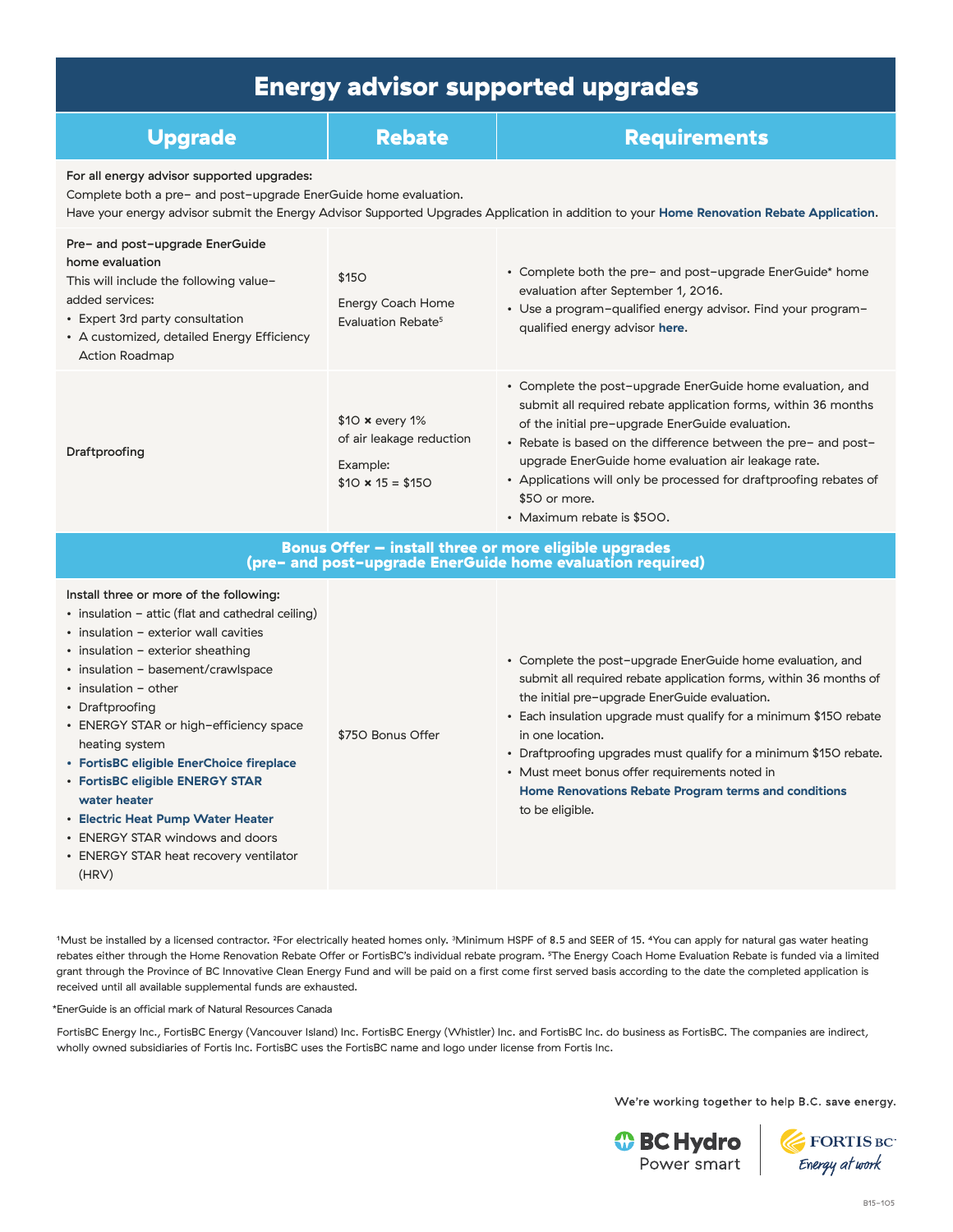# Energy advisor supported upgrades

| Upgrade | Rebate | Requirements |
|---|---|---|
| **For all energy advisor supported upgrades:** Complete both a pre– and post–upgrade EnerGuide home evaluation. Have your energy advisor submit the Energy Advisor Supported Upgrades Application in addition to your **Home Renovation Rebate Application**. | | |
| **Pre– and post–upgrade EnerGuide home evaluation** This will include the following value–added services: • Expert 3rd party consultation • A customized, detailed Energy Efficiency Action Roadmap | $150 Energy Coach Home Evaluation Rebate[5] | • Complete both the pre– and post–upgrade EnerGuide* home evaluation after September 1, 2016. • Use a program–qualified energy advisor. Find your program–qualified energy advisor **here**. |
| Draftproofing | $10 × every 1% of air leakage reduction Example: $10 × 15 = $150 | • Complete the post–upgrade EnerGuide home evaluation, and submit all required rebate application forms, within 36 months of the initial pre–upgrade EnerGuide evaluation. • Rebate is based on the difference between the pre– and post–upgrade EnerGuide home evaluation air leakage rate. • Applications will only be processed for draftproofing rebates of $50 or more. • Maximum rebate is $500. |
| **Bonus Offer – install three or more eligible upgrades (pre– and post–upgrade EnerGuide home evaluation required)** | | |
| **Install three or more of the following:** • insulation – attic (flat and cathedral ceiling) • insulation – exterior wall cavities • insulation – exterior sheathing • insulation – basement/crawlspace • insulation – other • Draftproofing • ENERGY STAR or high–efficiency space heating system • **FortisBC eligible EnerChoice fireplace** • **FortisBC eligible ENERGY STAR water heater** • **Electric Heat Pump Water Heater** • ENERGY STAR windows and doors • ENERGY STAR heat recovery ventilator (HRV) | $750 Bonus Offer | • Complete the post–upgrade EnerGuide home evaluation, and submit all required rebate application forms, within 36 months of the initial pre–upgrade EnerGuide evaluation. • Each insulation upgrade must qualify for a minimum $150 rebate in one location. • Draftproofing upgrades must qualify for a minimum $150 rebate. • Must meet bonus offer requirements noted in **Home Renovations Rebate Program terms and conditions** to be eligible. |

[1]Must be installed by a licensed contractor. [2]For electrically heated homes only. [3]Minimum HSPF of 8.5 and SEER of 15. [4]You can apply for natural gas water heating rebates either through the Home Renovation Rebate Offer or FortisBC's individual rebate program. [5]The Energy Coach Home Evaluation Rebate is funded via a limited grant through the Province of BC Innovative Clean Energy Fund and will be paid on a first come first served basis according to the date the completed application is received until all available supplemental funds are exhausted.

*EnerGuide is an official mark of Natural Resources Canada

FortisBC Energy Inc., FortisBC Energy (Vancouver Island) Inc. FortisBC Energy (Whistler) Inc. and FortisBC Inc. do business as FortisBC. The companies are indirect, wholly owned subsidiaries of Fortis Inc. FortisBC uses the FortisBC name and logo under license from Fortis Inc.

We're working together to help B.C. save energy.

BC Hydro Power smart | FORTIS BC Energy at work

B15-105